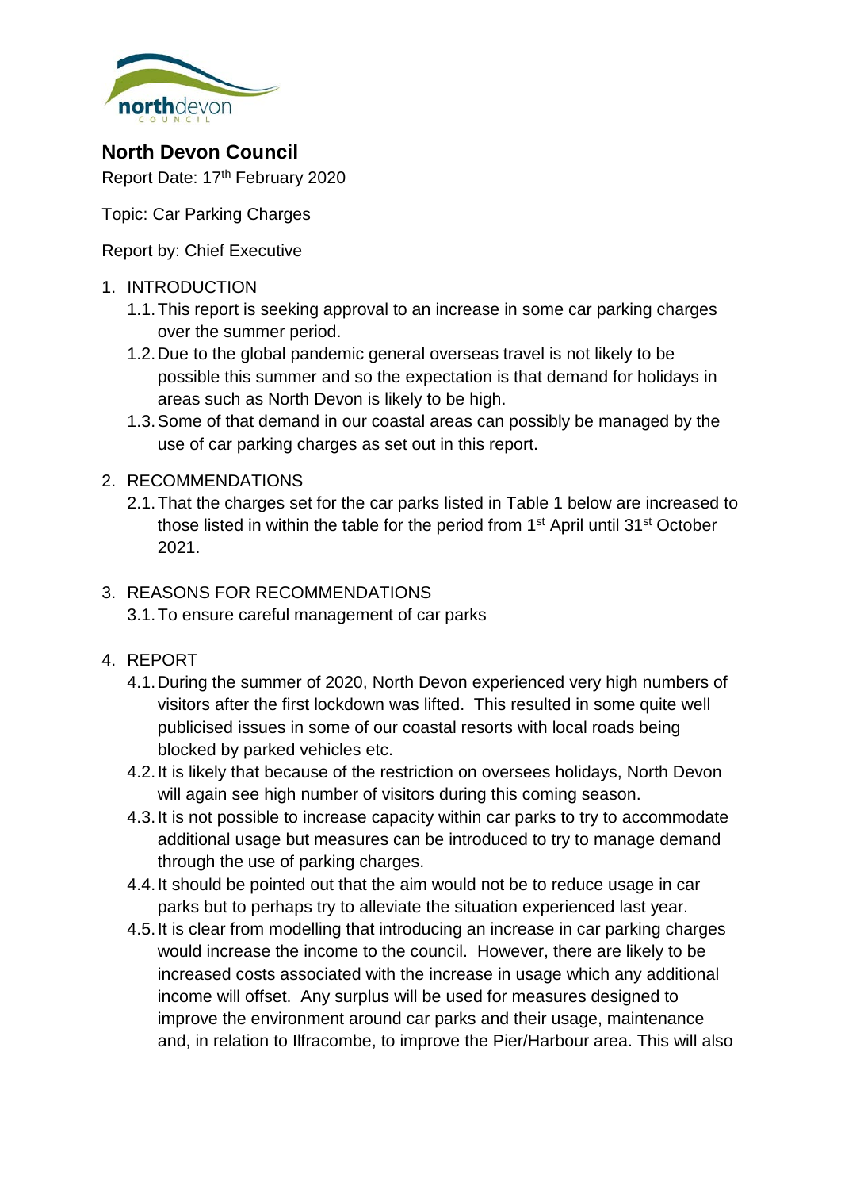# North Devon Council

Report Date: 17th February 2020

Topic: Car Parking Charges

Report by: Chief Executive

1. INTRODUCTION
   1.1. This report is seeking approval to an increase in some car parking charges over the summer period.
   1.2. Due to the global pandemic general overseas travel is not likely to be possible this summer and so the expectation is that demand for holidays in areas such as North Devon is likely to be high.
   1.3. Some of that demand in our coastal areas can possibly be managed by the use of car parking charges as set out in this report.

2. RECOMMENDATIONS
   2.1. That the charges set for the car parks listed in Table 1 below are increased to those listed in within the table for the period from 1st April until 31st October 2021.

3. REASONS FOR RECOMMENDATIONS
   3.1. To ensure careful management of car parks

4. REPORT
   4.1. During the summer of 2020, North Devon experienced very high numbers of visitors after the first lockdown was lifted. This resulted in some quite well publicised issues in some of our coastal resorts with local roads being blocked by parked vehicles etc.
   4.2. It is likely that because of the restriction on oversees holidays, North Devon will again see high number of visitors during this coming season.
   4.3. It is not possible to increase capacity within car parks to try to accommodate additional usage but measures can be introduced to try to manage demand through the use of parking charges.
   4.4. It should be pointed out that the aim would not be to reduce usage in car parks but to perhaps try to alleviate the situation experienced last year.
   4.5. It is clear from modelling that introducing an increase in car parking charges would increase the income to the council. However, there are likely to be increased costs associated with the increase in usage which any additional income will offset. Any surplus will be used for measures designed to improve the environment around car parks and their usage, maintenance and, in relation to Ilfracombe, to improve the Pier/Harbour area. This will also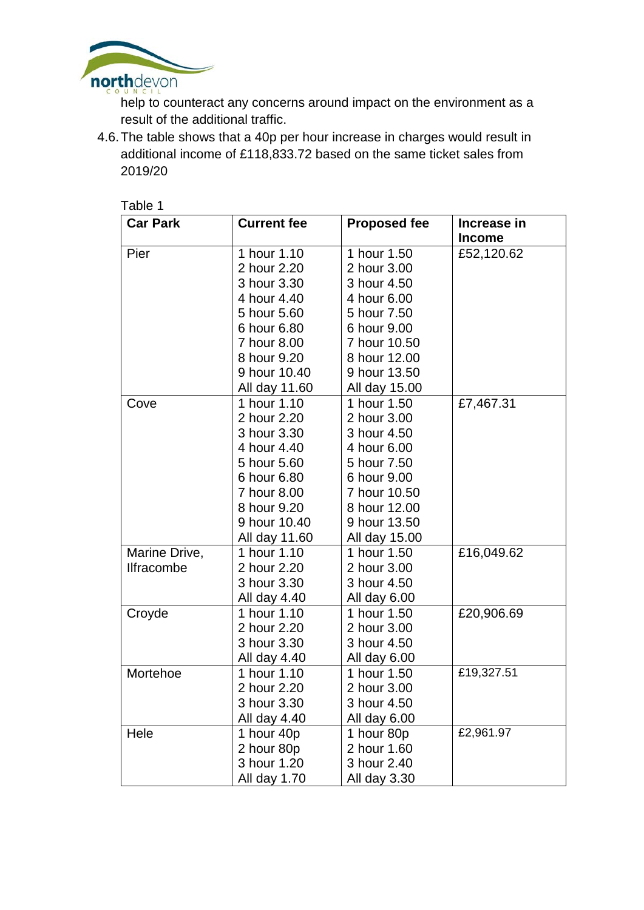help to counteract any concerns around impact on the environment as a result of the additional traffic.

4.6. The table shows that a 40p per hour increase in charges would result in additional income of £118,833.72 based on the same ticket sales from 2019/20

Table 1

| Car Park | Current fee | Proposed fee | Increase in Income |
|---|---|---|---|
| Pier | 1 hour 1.10<br>2 hour 2.20<br>3 hour 3.30<br>4 hour 4.40<br>5 hour 5.60<br>6 hour 6.80<br>7 hour 8.00<br>8 hour 9.20<br>9 hour 10.40<br>All day 11.60 | 1 hour 1.50<br>2 hour 3.00<br>3 hour 4.50<br>4 hour 6.00<br>5 hour 7.50<br>6 hour 9.00<br>7 hour 10.50<br>8 hour 12.00<br>9 hour 13.50<br>All day 15.00 | £52,120.62 |
| Cove | 1 hour 1.10<br>2 hour 2.20<br>3 hour 3.30<br>4 hour 4.40<br>5 hour 5.60<br>6 hour 6.80<br>7 hour 8.00<br>8 hour 9.20<br>9 hour 10.40<br>All day 11.60 | 1 hour 1.50<br>2 hour 3.00<br>3 hour 4.50<br>4 hour 6.00<br>5 hour 7.50<br>6 hour 9.00<br>7 hour 10.50<br>8 hour 12.00<br>9 hour 13.50<br>All day 15.00 | £7,467.31 |
| Marine Drive, Ilfracombe | 1 hour 1.10<br>2 hour 2.20<br>3 hour 3.30<br>All day 4.40 | 1 hour 1.50<br>2 hour 3.00<br>3 hour 4.50<br>All day 6.00 | £16,049.62 |
| Croyde | 1 hour 1.10<br>2 hour 2.20<br>3 hour 3.30<br>All day 4.40 | 1 hour 1.50<br>2 hour 3.00<br>3 hour 4.50<br>All day 6.00 | £20,906.69 |
| Mortehoe | 1 hour 1.10<br>2 hour 2.20<br>3 hour 3.30<br>All day 4.40 | 1 hour 1.50<br>2 hour 3.00<br>3 hour 4.50<br>All day 6.00 | £19,327.51 |
| Hele | 1 hour 40p<br>2 hour 80p<br>3 hour 1.20<br>All day 1.70 | 1 hour 80p<br>2 hour 1.60<br>3 hour 2.40<br>All day 3.30 | £2,961.97 |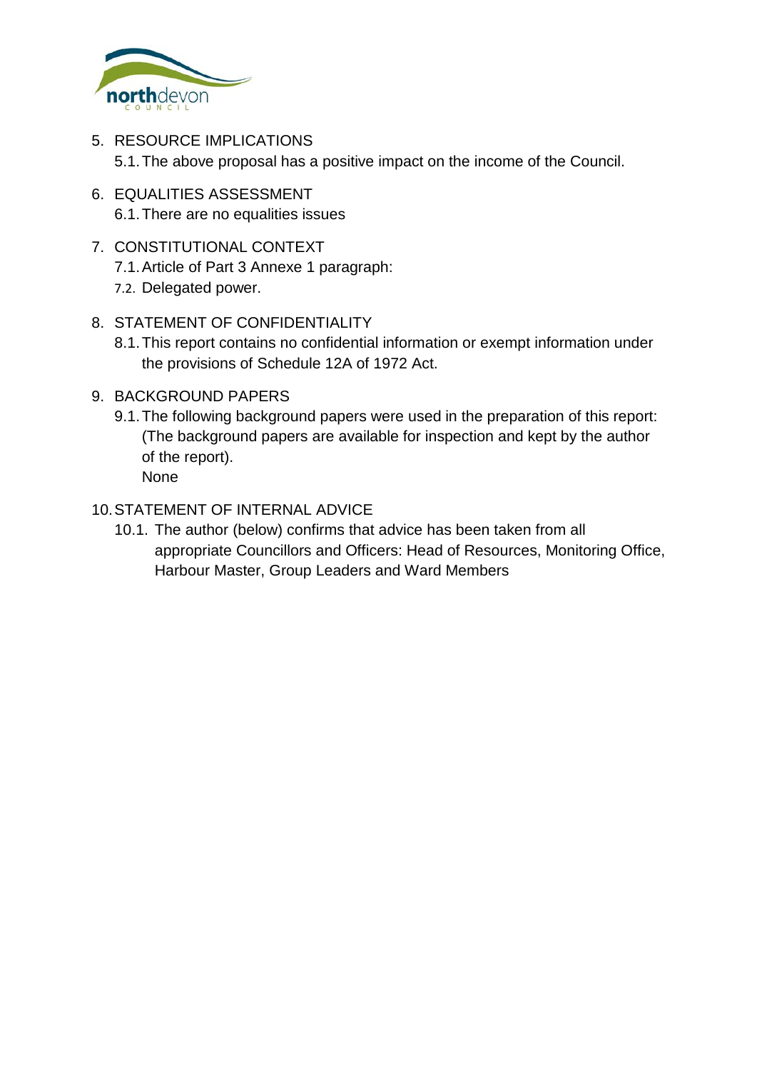5. RESOURCE IMPLICATIONS
   5.1. The above proposal has a positive impact on the income of the Council.

6. EQUALITIES ASSESSMENT
   6.1. There are no equalities issues

7. CONSTITUTIONAL CONTEXT
   7.1. Article of Part 3 Annexe 1 paragraph:
   7.2. Delegated power.

8. STATEMENT OF CONFIDENTIALITY
   8.1. This report contains no confidential information or exempt information under the provisions of Schedule 12A of 1972 Act.

9. BACKGROUND PAPERS
   9.1. The following background papers were used in the preparation of this report: (The background papers are available for inspection and kept by the author of the report).
   None

10. STATEMENT OF INTERNAL ADVICE
    10.1. The author (below) confirms that advice has been taken from all appropriate Councillors and Officers: Head of Resources, Monitoring Office, Harbour Master, Group Leaders and Ward Members